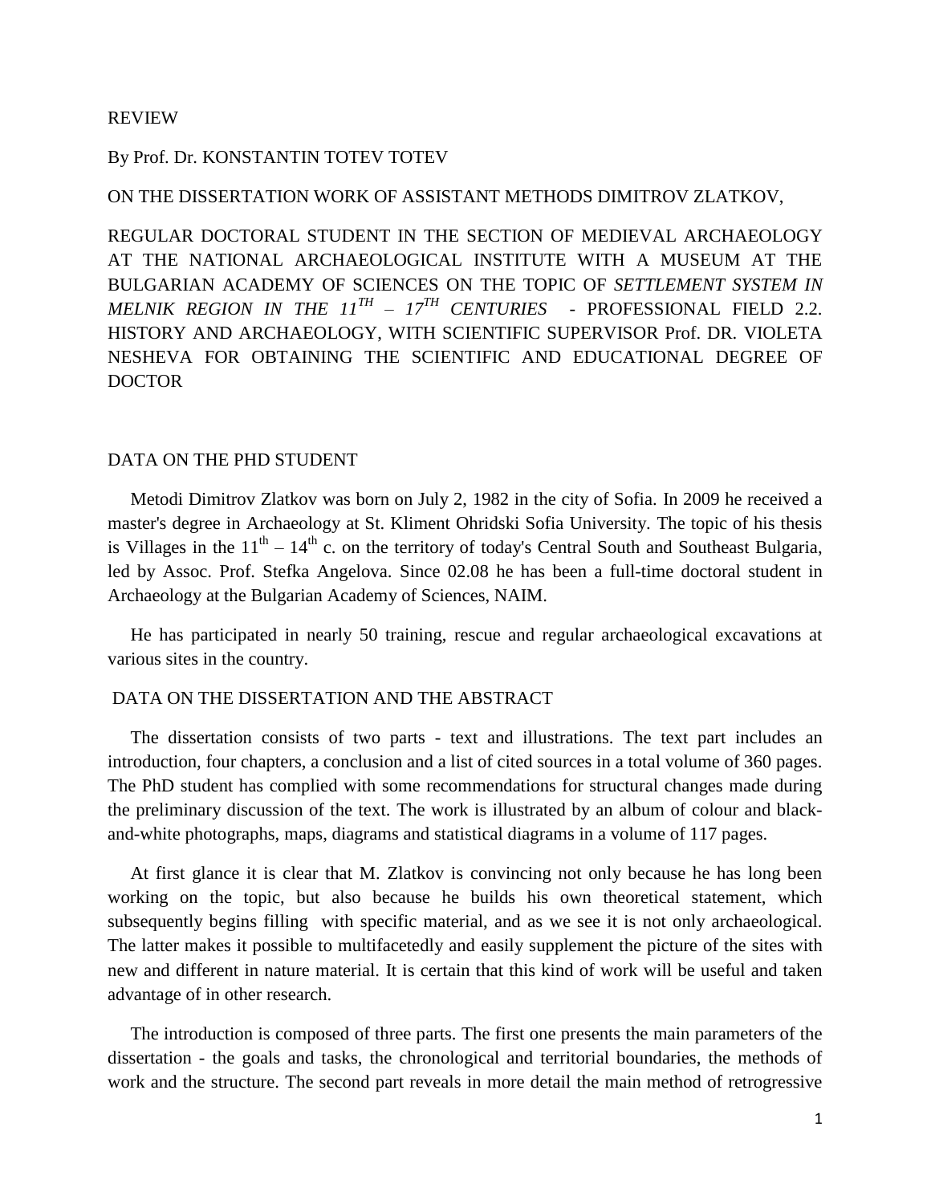REVIEW

By Prof. Dr. KONSTANTIN TOTEV TOTEV

ON THE DISSERTATION WORK OF ASSISTANT METHODS DIMITROV ZLATKOV,

REGULAR DOCTORAL STUDENT IN THE SECTION OF MEDIEVAL ARCHAEOLOGY AT THE NATIONAL ARCHAEOLOGICAL INSTITUTE WITH A MUSEUM AT THE BULGARIAN ACADEMY OF SCIENCES ON THE TOPIC OF *SETTLEMENT SYSTEM IN MELNIK REGION IN THE 11$^{TH}$ – 17$^{TH}$ CENTURIES* - PROFESSIONAL FIELD 2.2. HISTORY AND ARCHAEOLOGY, WITH SCIENTIFIC SUPERVISOR Prof. DR. VIOLETA NESHEVA FOR OBTAINING THE SCIENTIFIC AND EDUCATIONAL DEGREE OF DOCTOR

DATA ON THE PHD STUDENT

Metodi Dimitrov Zlatkov was born on July 2, 1982 in the city of Sofia. In 2009 he received a master's degree in Archaeology at St. Kliment Ohridski Sofia University. The topic of his thesis is Villages in the 11$^{th}$ – 14$^{th}$ c. on the territory of today's Central South and Southeast Bulgaria, led by Assoc. Prof. Stefka Angelova. Since 02.08 he has been a full-time doctoral student in Archaeology at the Bulgarian Academy of Sciences, NAIM.

He has participated in nearly 50 training, rescue and regular archaeological excavations at various sites in the country.

DATA ON THE DISSERTATION AND THE ABSTRACT

The dissertation consists of two parts - text and illustrations. The text part includes an introduction, four chapters, a conclusion and a list of cited sources in a total volume of 360 pages. The PhD student has complied with some recommendations for structural changes made during the preliminary discussion of the text. The work is illustrated by an album of colour and black-and-white photographs, maps, diagrams and statistical diagrams in a volume of 117 pages.

At first glance it is clear that M. Zlatkov is convincing not only because he has long been working on the topic, but also because he builds his own theoretical statement, which subsequently begins filling with specific material, and as we see it is not only archaeological. The latter makes it possible to multifacetedly and easily supplement the picture of the sites with new and different in nature material. It is certain that this kind of work will be useful and taken advantage of in other research.

The introduction is composed of three parts. The first one presents the main parameters of the dissertation - the goals and tasks, the chronological and territorial boundaries, the methods of work and the structure. The second part reveals in more detail the main method of retrogressive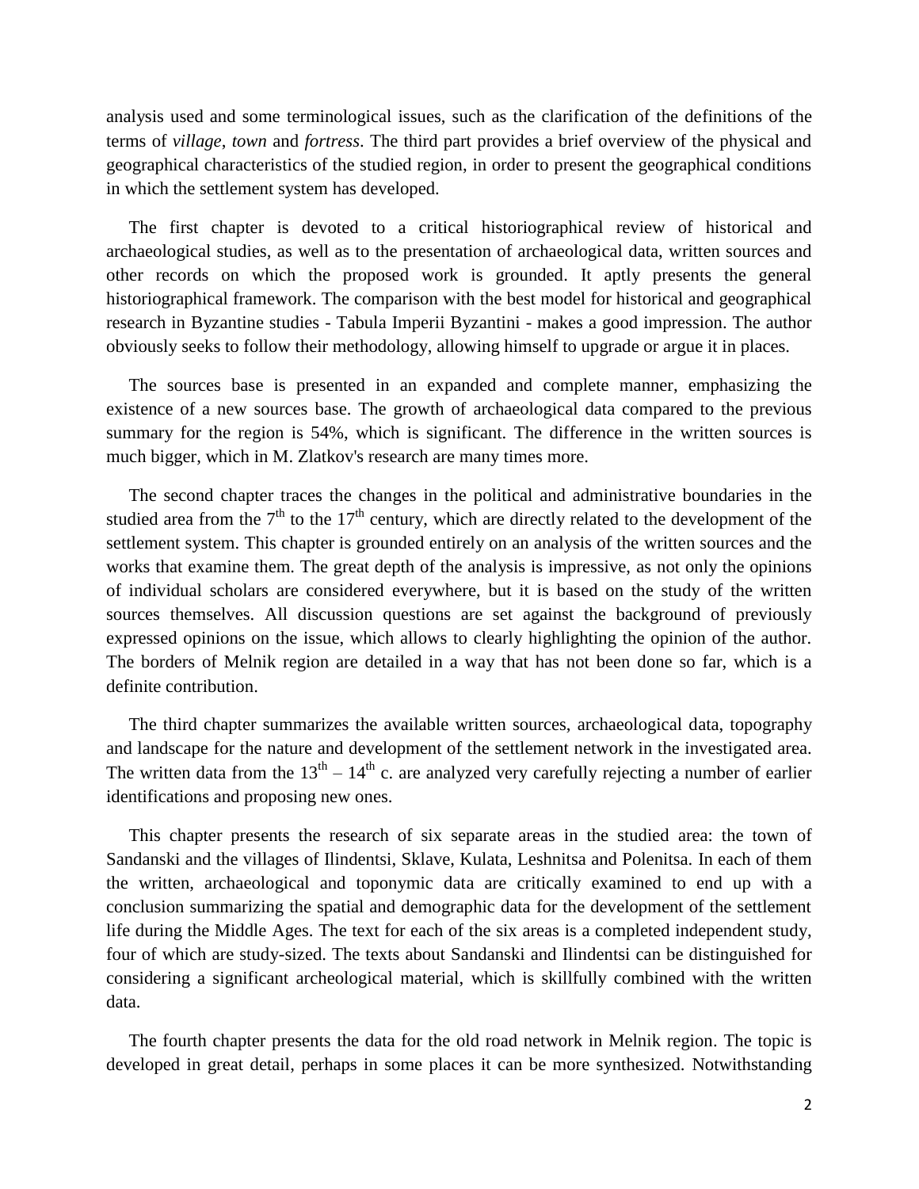analysis used and some terminological issues, such as the clarification of the definitions of the terms of *village*, *town* and *fortress*. The third part provides a brief overview of the physical and geographical characteristics of the studied region, in order to present the geographical conditions in which the settlement system has developed.

The first chapter is devoted to a critical historiographical review of historical and archaeological studies, as well as to the presentation of archaeological data, written sources and other records on which the proposed work is grounded. It aptly presents the general historiographical framework. The comparison with the best model for historical and geographical research in Byzantine studies - Tabula Imperii Byzantini - makes a good impression. The author obviously seeks to follow their methodology, allowing himself to upgrade or argue it in places.

The sources base is presented in an expanded and complete manner, emphasizing the existence of a new sources base. The growth of archaeological data compared to the previous summary for the region is 54%, which is significant. The difference in the written sources is much bigger, which in M. Zlatkov's research are many times more.

The second chapter traces the changes in the political and administrative boundaries in the studied area from the 7th to the 17th century, which are directly related to the development of the settlement system. This chapter is grounded entirely on an analysis of the written sources and the works that examine them. The great depth of the analysis is impressive, as not only the opinions of individual scholars are considered everywhere, but it is based on the study of the written sources themselves. All discussion questions are set against the background of previously expressed opinions on the issue, which allows to clearly highlighting the opinion of the author. The borders of Melnik region are detailed in a way that has not been done so far, which is a definite contribution.

The third chapter summarizes the available written sources, archaeological data, topography and landscape for the nature and development of the settlement network in the investigated area. The written data from the 13th – 14th c. are analyzed very carefully rejecting a number of earlier identifications and proposing new ones.

This chapter presents the research of six separate areas in the studied area: the town of Sandanski and the villages of Ilindentsi, Sklave, Kulata, Leshnitsa and Polenitsa. In each of them the written, archaeological and toponymic data are critically examined to end up with a conclusion summarizing the spatial and demographic data for the development of the settlement life during the Middle Ages. The text for each of the six areas is a completed independent study, four of which are study-sized. The texts about Sandanski and Ilindentsi can be distinguished for considering a significant archeological material, which is skillfully combined with the written data.

The fourth chapter presents the data for the old road network in Melnik region. The topic is developed in great detail, perhaps in some places it can be more synthesized. Notwithstanding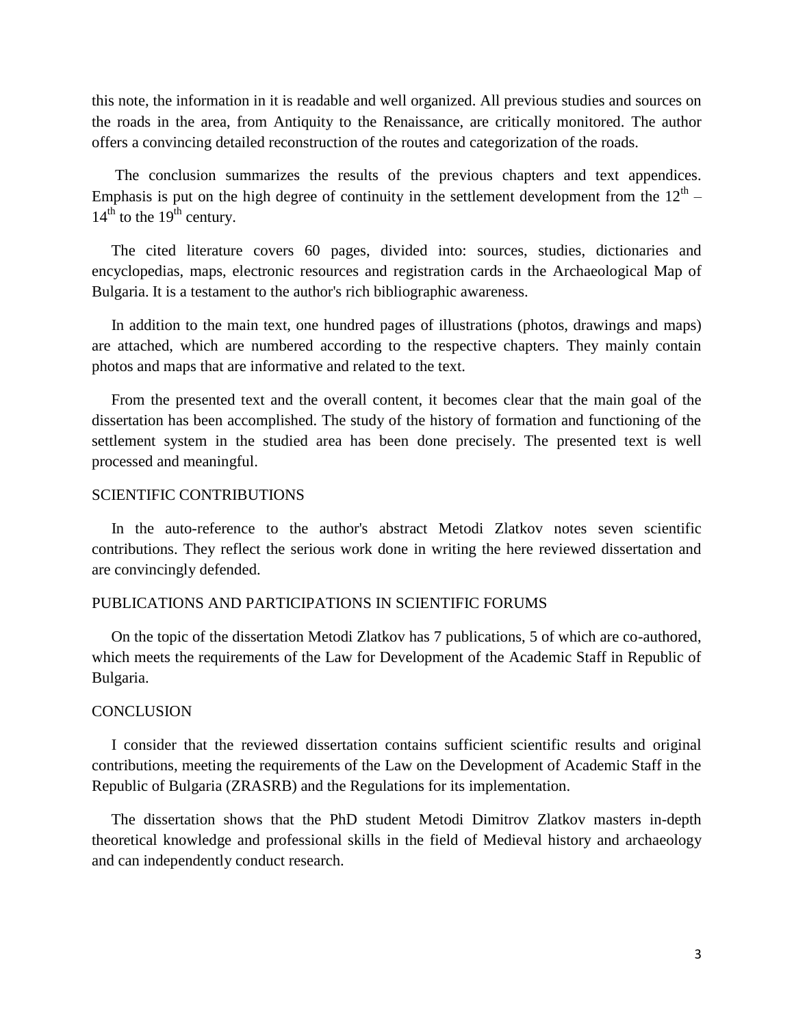this note, the information in it is readable and well organized. All previous studies and sources on the roads in the area, from Antiquity to the Renaissance, are critically monitored. The author offers a convincing detailed reconstruction of the routes and categorization of the roads.

The conclusion summarizes the results of the previous chapters and text appendices. Emphasis is put on the high degree of continuity in the settlement development from the $12^{th}$ – $14^{th}$ to the $19^{th}$ century.

The cited literature covers 60 pages, divided into: sources, studies, dictionaries and encyclopedias, maps, electronic resources and registration cards in the Archaeological Map of Bulgaria. It is a testament to the author's rich bibliographic awareness.

In addition to the main text, one hundred pages of illustrations (photos, drawings and maps) are attached, which are numbered according to the respective chapters. They mainly contain photos and maps that are informative and related to the text.

From the presented text and the overall content, it becomes clear that the main goal of the dissertation has been accomplished. The study of the history of formation and functioning of the settlement system in the studied area has been done precisely. The presented text is well processed and meaningful.

## SCIENTIFIC CONTRIBUTIONS

In the auto-reference to the author's abstract Metodi Zlatkov notes seven scientific contributions. They reflect the serious work done in writing the here reviewed dissertation and are convincingly defended.

## PUBLICATIONS AND PARTICIPATIONS IN SCIENTIFIC FORUMS

On the topic of the dissertation Metodi Zlatkov has 7 publications, 5 of which are co-authored, which meets the requirements of the Law for Development of the Academic Staff in Republic of Bulgaria.

## CONCLUSION

I consider that the reviewed dissertation contains sufficient scientific results and original contributions, meeting the requirements of the Law on the Development of Academic Staff in the Republic of Bulgaria (ZRASRB) and the Regulations for its implementation.

The dissertation shows that the PhD student Metodi Dimitrov Zlatkov masters in-depth theoretical knowledge and professional skills in the field of Medieval history and archaeology and can independently conduct research.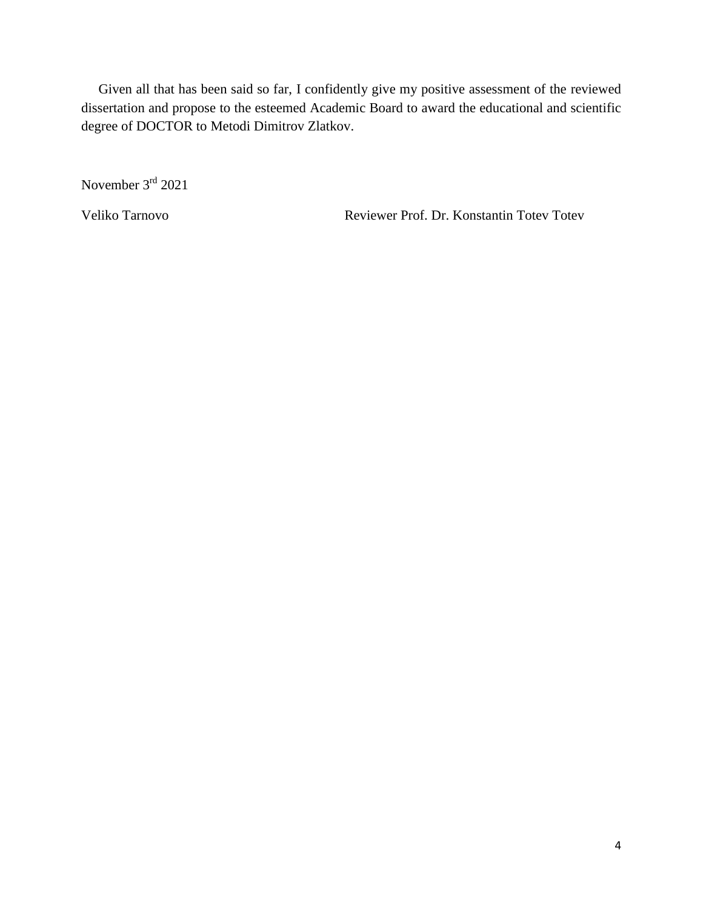Given all that has been said so far, I confidently give my positive assessment of the reviewed dissertation and propose to the esteemed Academic Board to award the educational and scientific degree of DOCTOR to Metodi Dimitrov Zlatkov.

November 3rd 2021

Veliko Tarnovo                                        Reviewer Prof. Dr. Konstantin Totev Totev